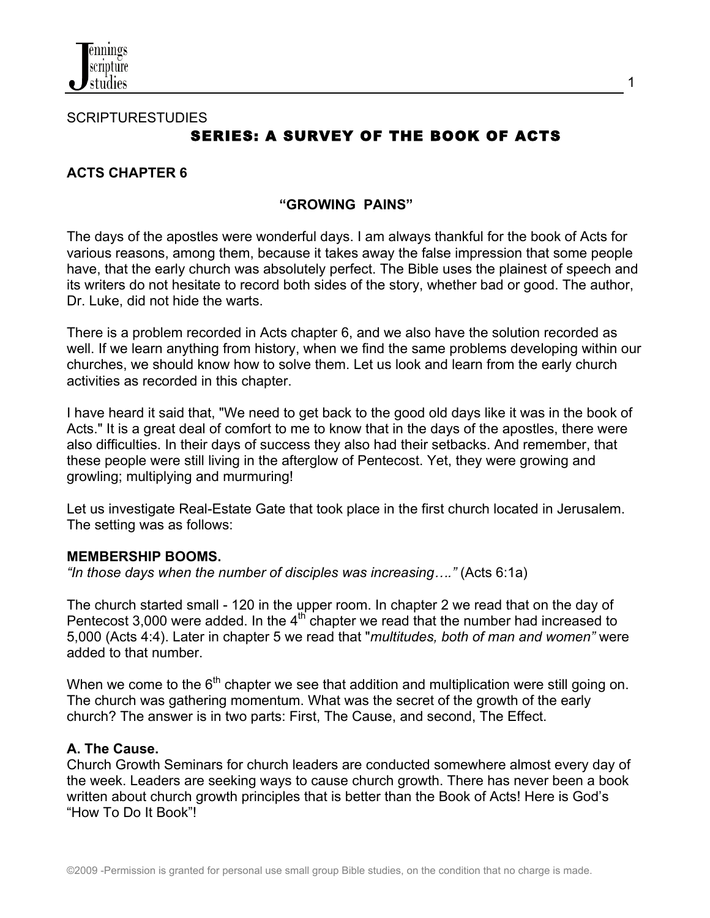SCRIPTURESTUDIES

# SERIES: A SURVEY OF THE BOOK OF ACTS

## ACTS CHAPTER 6

### "GROWING PAINS"

The days of the apostles were wonderful days. I am always thankful for the book of Acts for various reasons, among them, because it takes away the false impression that some people have, that the early church was absolutely perfect. The Bible uses the plainest of speech and its writers do not hesitate to record both sides of the story, whether bad or good. The author, Dr. Luke, did not hide the warts.

There is a problem recorded in Acts chapter 6, and we also have the solution recorded as well. If we learn anything from history, when we find the same problems developing within our churches, we should know how to solve them. Let us look and learn from the early church activities as recorded in this chapter.

I have heard it said that, "We need to get back to the good old days like it was in the book of Acts." It is a great deal of comfort to me to know that in the days of the apostles, there were also difficulties. In their days of success they also had their setbacks. And remember, that these people were still living in the afterglow of Pentecost. Yet, they were growing and growling; multiplying and murmuring!

Let us investigate Real-Estate Gate that took place in the first church located in Jerusalem. The setting was as follows:

**MEMBERSHIP BOOMS.**

*"In those days when the number of disciples was increasing…."* (Acts 6:1a)

The church started small - 120 in the upper room. In chapter 2 we read that on the day of Pentecost 3,000 were added. In the 4th chapter we read that the number had increased to 5,000 (Acts 4:4). Later in chapter 5 we read that "*multitudes, both of man and women"* were added to that number.

When we come to the 6th chapter we see that addition and multiplication were still going on. The church was gathering momentum. What was the secret of the growth of the early church? The answer is in two parts: First, The Cause, and second, The Effect.

**A. The Cause.**

Church Growth Seminars for church leaders are conducted somewhere almost every day of the week. Leaders are seeking ways to cause church growth. There has never been a book written about church growth principles that is better than the Book of Acts! Here is God's "How To Do It Book"!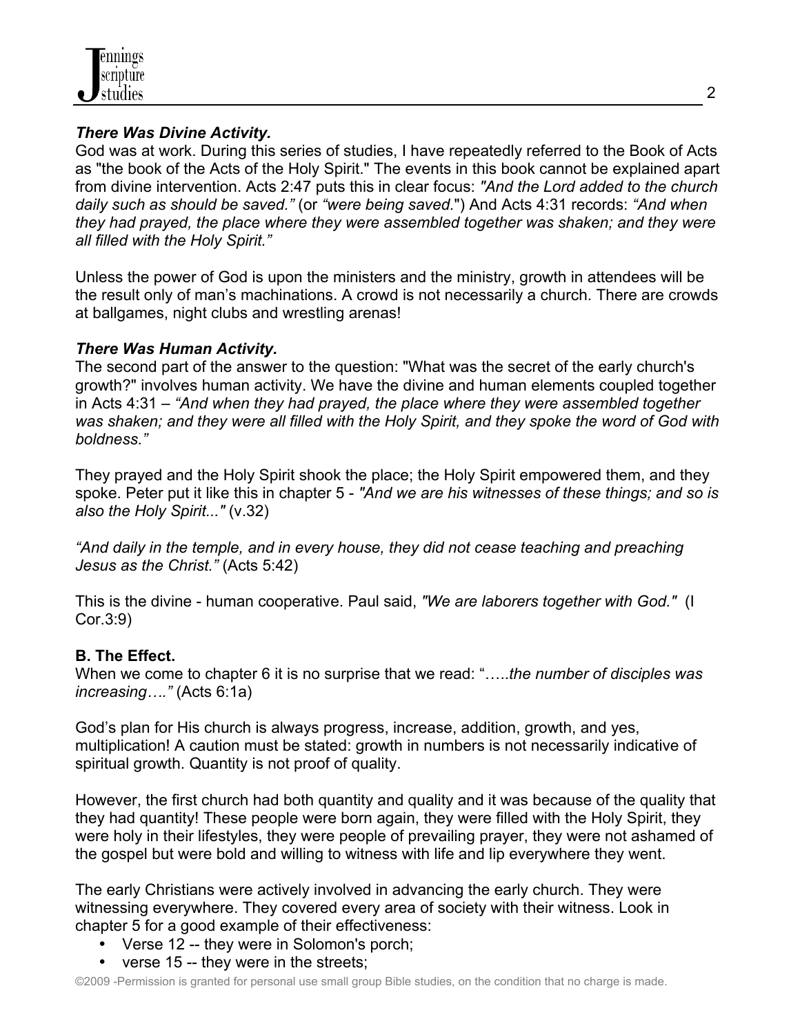***There Was Divine Activity.***
God was at work. During this series of studies, I have repeatedly referred to the Book of Acts as "the book of the Acts of the Holy Spirit." The events in this book cannot be explained apart from divine intervention. Acts 2:47 puts this in clear focus: *"And the Lord added to the church daily such as should be saved."* (or *"were being saved."*) And Acts 4:31 records: *"And when they had prayed, the place where they were assembled together was shaken; and they were all filled with the Holy Spirit."*

Unless the power of God is upon the ministers and the ministry, growth in attendees will be the result only of man's machinations. A crowd is not necessarily a church. There are crowds at ballgames, night clubs and wrestling arenas!

***There Was Human Activity.***
The second part of the answer to the question: "What was the secret of the early church's growth?" involves human activity. We have the divine and human elements coupled together in Acts 4:31 – *"And when they had prayed, the place where they were assembled together was shaken; and they were all filled with the Holy Spirit, and they spoke the word of God with boldness."*

They prayed and the Holy Spirit shook the place; the Holy Spirit empowered them, and they spoke. Peter put it like this in chapter 5 - *"And we are his witnesses of these things; and so is also the Holy Spirit..."* (v.32)

*"And daily in the temple, and in every house, they did not cease teaching and preaching Jesus as the Christ."* (Acts 5:42)

This is the divine - human cooperative. Paul said, *"We are laborers together with God."* (I Cor.3:9)

**B. The Effect.**
When we come to chapter 6 it is no surprise that we read: "…..*the number of disciples was increasing…."* (Acts 6:1a)

God's plan for His church is always progress, increase, addition, growth, and yes, multiplication! A caution must be stated: growth in numbers is not necessarily indicative of spiritual growth. Quantity is not proof of quality.

However, the first church had both quantity and quality and it was because of the quality that they had quantity! These people were born again, they were filled with the Holy Spirit, they were holy in their lifestyles, they were people of prevailing prayer, they were not ashamed of the gospel but were bold and willing to witness with life and lip everywhere they went.

The early Christians were actively involved in advancing the early church. They were witnessing everywhere. They covered every area of society with their witness. Look in chapter 5 for a good example of their effectiveness:

- Verse 12 -- they were in Solomon's porch;
- verse 15 -- they were in the streets;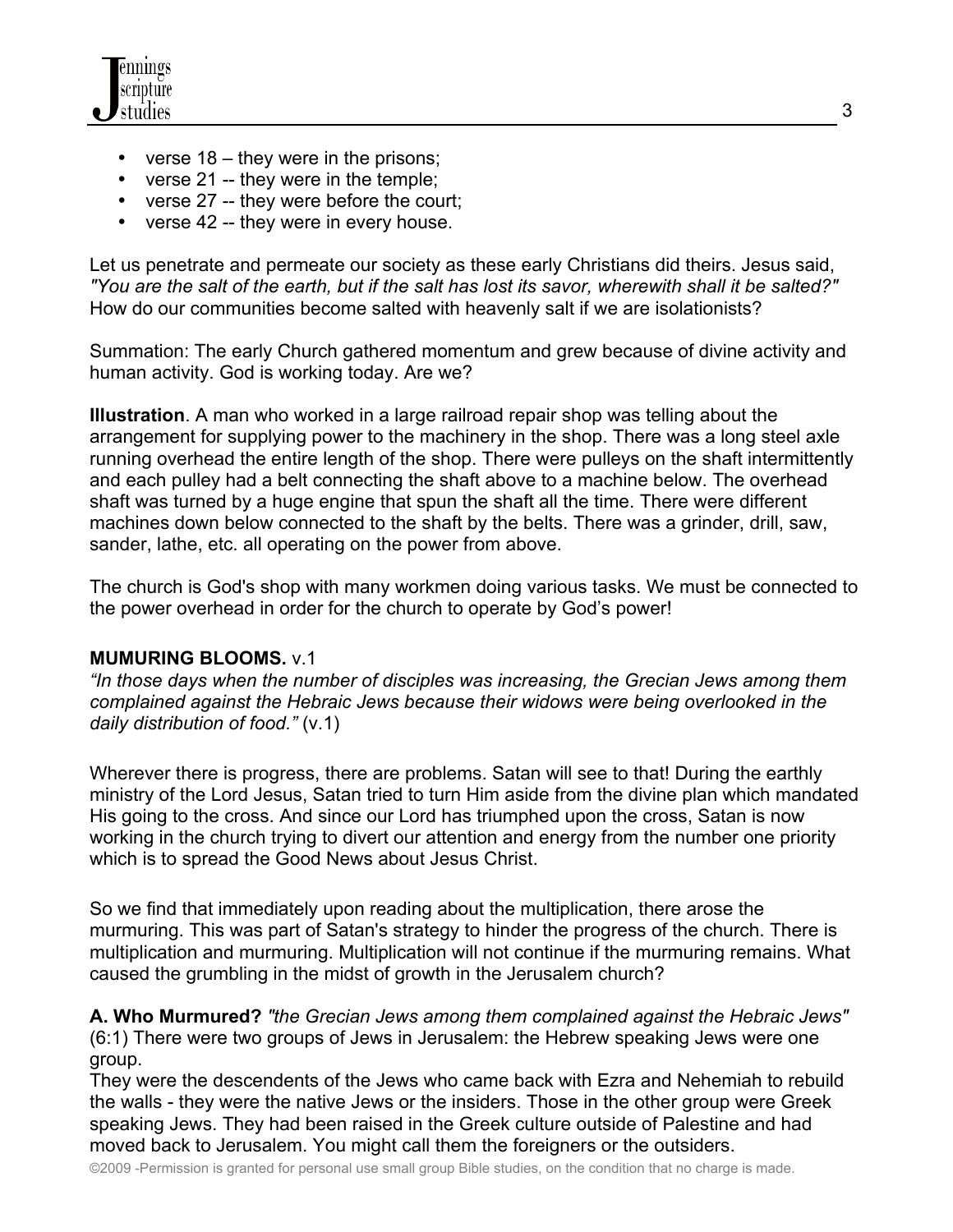- verse 18 – they were in the prisons;
- verse 21 -- they were in the temple;
- verse 27 -- they were before the court;
- verse 42 -- they were in every house.

Let us penetrate and permeate our society as these early Christians did theirs. Jesus said, *"You are the salt of the earth, but if the salt has lost its savor, wherewith shall it be salted?"* How do our communities become salted with heavenly salt if we are isolationists?

Summation: The early Church gathered momentum and grew because of divine activity and human activity. God is working today. Are we?

**Illustration**. A man who worked in a large railroad repair shop was telling about the arrangement for supplying power to the machinery in the shop. There was a long steel axle running overhead the entire length of the shop. There were pulleys on the shaft intermittently and each pulley had a belt connecting the shaft above to a machine below. The overhead shaft was turned by a huge engine that spun the shaft all the time. There were different machines down below connected to the shaft by the belts. There was a grinder, drill, saw, sander, lathe, etc. all operating on the power from above.

The church is God's shop with many workmen doing various tasks. We must be connected to the power overhead in order for the church to operate by God's power!

**MUMURING BLOOMS.** v.1

*"In those days when the number of disciples was increasing, the Grecian Jews among them complained against the Hebraic Jews because their widows were being overlooked in the daily distribution of food."* (v.1)

Wherever there is progress, there are problems. Satan will see to that! During the earthly ministry of the Lord Jesus, Satan tried to turn Him aside from the divine plan which mandated His going to the cross. And since our Lord has triumphed upon the cross, Satan is now working in the church trying to divert our attention and energy from the number one priority which is to spread the Good News about Jesus Christ.

So we find that immediately upon reading about the multiplication, there arose the murmuring. This was part of Satan's strategy to hinder the progress of the church. There is multiplication and murmuring. Multiplication will not continue if the murmuring remains. What caused the grumbling in the midst of growth in the Jerusalem church?

**A. Who Murmured?** *"the Grecian Jews among them complained against the Hebraic Jews"* (6:1) There were two groups of Jews in Jerusalem: the Hebrew speaking Jews were one group.

They were the descendents of the Jews who came back with Ezra and Nehemiah to rebuild the walls - they were the native Jews or the insiders. Those in the other group were Greek speaking Jews. They had been raised in the Greek culture outside of Palestine and had moved back to Jerusalem. You might call them the foreigners or the outsiders.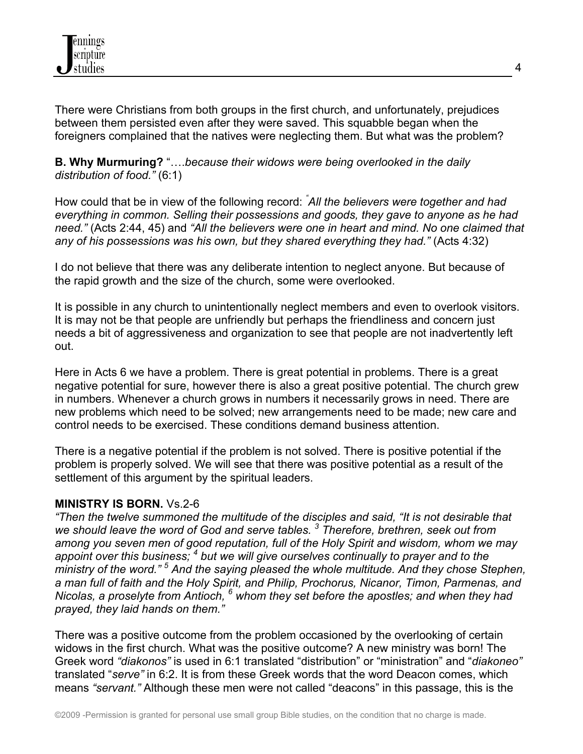There were Christians from both groups in the first church, and unfortunately, prejudices between them persisted even after they were saved. This squabble began when the foreigners complained that the natives were neglecting them. But what was the problem?

**B. Why Murmuring?** "….*because their widows were being overlooked in the daily distribution of food."* (6:1)

How could that be in view of the following record: *"All the believers were together and had everything in common. Selling their possessions and goods, they gave to anyone as he had need."* (Acts 2:44, 45) and *"All the believers were one in heart and mind. No one claimed that any of his possessions was his own, but they shared everything they had."* (Acts 4:32)

I do not believe that there was any deliberate intention to neglect anyone. But because of the rapid growth and the size of the church, some were overlooked.

It is possible in any church to unintentionally neglect members and even to overlook visitors. It is may not be that people are unfriendly but perhaps the friendliness and concern just needs a bit of aggressiveness and organization to see that people are not inadvertently left out.

Here in Acts 6 we have a problem. There is great potential in problems. There is a great negative potential for sure, however there is also a great positive potential. The church grew in numbers. Whenever a church grows in numbers it necessarily grows in need. There are new problems which need to be solved; new arrangements need to be made; new care and control needs to be exercised. These conditions demand business attention.

There is a negative potential if the problem is not solved. There is positive potential if the problem is properly solved. We will see that there was positive potential as a result of the settlement of this argument by the spiritual leaders.

**MINISTRY IS BORN.** Vs.2-6

*"Then the twelve summoned the multitude of the disciples and said, "It is not desirable that we should leave the word of God and serve tables. [3] Therefore, brethren, seek out from among you seven men of good reputation, full of the Holy Spirit and wisdom, whom we may appoint over this business; [4] but we will give ourselves continually to prayer and to the ministry of the word." [5] And the saying pleased the whole multitude. And they chose Stephen, a man full of faith and the Holy Spirit, and Philip, Prochorus, Nicanor, Timon, Parmenas, and Nicolas, a proselyte from Antioch, [6] whom they set before the apostles; and when they had prayed, they laid hands on them."*

There was a positive outcome from the problem occasioned by the overlooking of certain widows in the first church. What was the positive outcome? A new ministry was born! The Greek word *"diakonos"* is used in 6:1 translated "distribution" or "ministration" and "*diakoneo"* translated "*serve"* in 6:2. It is from these Greek words that the word Deacon comes, which means *"servant."* Although these men were not called "deacons" in this passage, this is the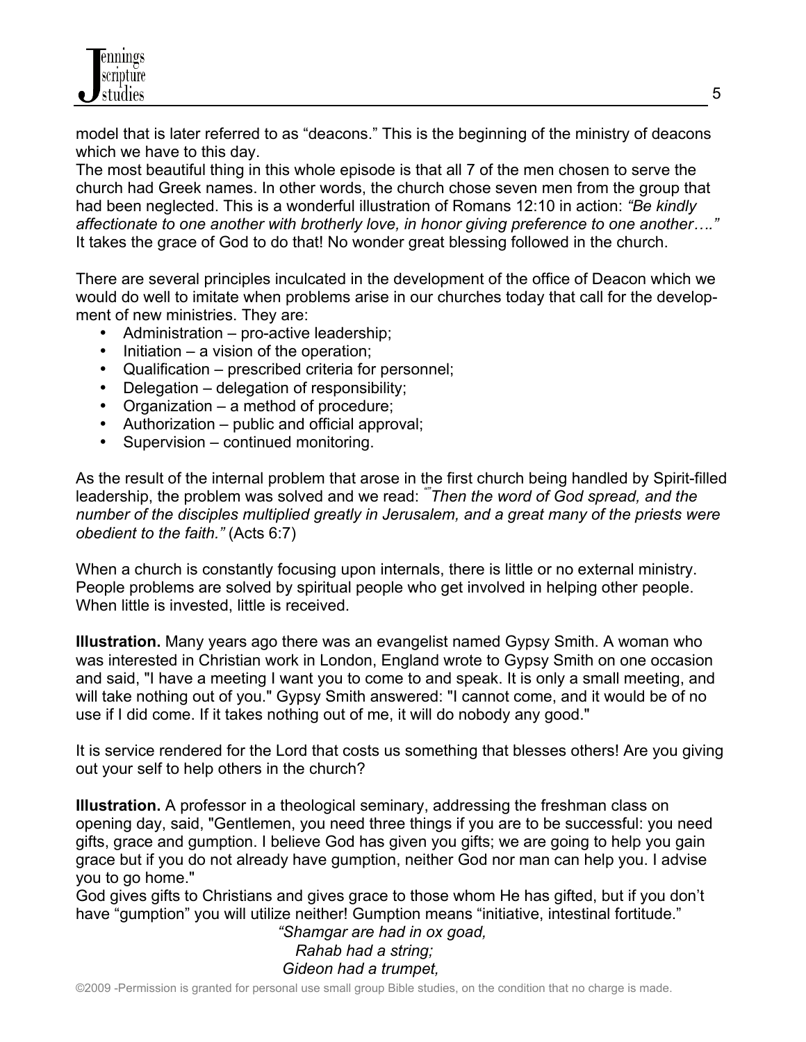model that is later referred to as "deacons." This is the beginning of the ministry of deacons which we have to this day.

The most beautiful thing in this whole episode is that all 7 of the men chosen to serve the church had Greek names. In other words, the church chose seven men from the group that had been neglected. This is a wonderful illustration of Romans 12:10 in action: *"Be kindly affectionate to one another with brotherly love, in honor giving preference to one another…."* It takes the grace of God to do that! No wonder great blessing followed in the church.

There are several principles inculcated in the development of the office of Deacon which we would do well to imitate when problems arise in our churches today that call for the development of new ministries. They are:

- Administration – pro-active leadership;
- Initiation – a vision of the operation;
- Qualification – prescribed criteria for personnel;
- Delegation – delegation of responsibility;
- Organization – a method of procedure;
- Authorization – public and official approval;
- Supervision – continued monitoring.

As the result of the internal problem that arose in the first church being handled by Spirit-filled leadership, the problem was solved and we read: *""Then the word of God spread, and the number of the disciples multiplied greatly in Jerusalem, and a great many of the priests were obedient to the faith."* (Acts 6:7)

When a church is constantly focusing upon internals, there is little or no external ministry. People problems are solved by spiritual people who get involved in helping other people. When little is invested, little is received.

**Illustration.** Many years ago there was an evangelist named Gypsy Smith. A woman who was interested in Christian work in London, England wrote to Gypsy Smith on one occasion and said, "I have a meeting I want you to come to and speak. It is only a small meeting, and will take nothing out of you." Gypsy Smith answered: "I cannot come, and it would be of no use if I did come. If it takes nothing out of me, it will do nobody any good."

It is service rendered for the Lord that costs us something that blesses others! Are you giving out your self to help others in the church?

**Illustration.** A professor in a theological seminary, addressing the freshman class on opening day, said, "Gentlemen, you need three things if you are to be successful: you need gifts, grace and gumption. I believe God has given you gifts; we are going to help you gain grace but if you do not already have gumption, neither God nor man can help you. I advise you to go home."

God gives gifts to Christians and gives grace to those whom He has gifted, but if you don't have "gumption" you will utilize neither! Gumption means "initiative, intestinal fortitude."

*"Shamgar are had in ox goad,*
*Rahab had a string;*
*Gideon had a trumpet,*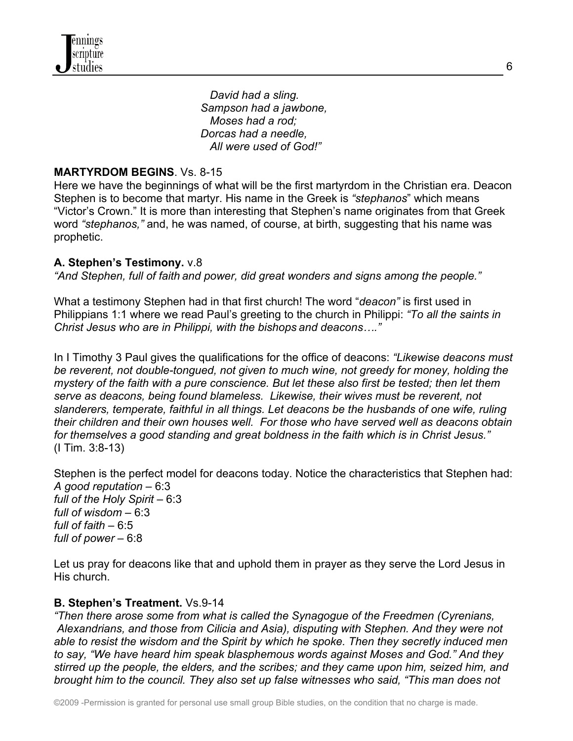*David had a sling.*
*Sampson had a jawbone,*
*Moses had a rod;*
*Dorcas had a needle,*
*All were used of God!"*

**MARTYRDOM BEGINS**. Vs. 8-15

Here we have the beginnings of what will be the first martyrdom in the Christian era. Deacon Stephen is to become that martyr. His name in the Greek is *"stephanos*" which means "Victor's Crown." It is more than interesting that Stephen's name originates from that Greek word *"stephanos,"* and, he was named, of course, at birth, suggesting that his name was prophetic.

**A. Stephen's Testimony.** v.8

*"And Stephen, full of faith and power, did great wonders and signs among the people."*

What a testimony Stephen had in that first church! The word "*deacon"* is first used in Philippians 1:1 where we read Paul's greeting to the church in Philippi: *"To all the saints in Christ Jesus who are in Philippi, with the bishops and deacons…."*

In I Timothy 3 Paul gives the qualifications for the office of deacons: *"Likewise deacons must be reverent, not double-tongued, not given to much wine, not greedy for money, holding the mystery of the faith with a pure conscience. But let these also first be tested; then let them serve as deacons, being found blameless. Likewise, their wives must be reverent, not slanderers, temperate, faithful in all things. Let deacons be the husbands of one wife, ruling their children and their own houses well. For those who have served well as deacons obtain for themselves a good standing and great boldness in the faith which is in Christ Jesus."* (I Tim. 3:8-13)

Stephen is the perfect model for deacons today. Notice the characteristics that Stephen had:
*A good reputation* – 6:3
*full of the Holy Spirit* – 6:3
*full of wisdom* – 6:3
*full of faith* – 6:5
*full of power* – 6:8

Let us pray for deacons like that and uphold them in prayer as they serve the Lord Jesus in His church.

**B. Stephen's Treatment.** Vs.9-14

*"Then there arose some from what is called the Synagogue of the Freedmen (Cyrenians, Alexandrians, and those from Cilicia and Asia), disputing with Stephen. And they were not able to resist the wisdom and the Spirit by which he spoke. Then they secretly induced men to say, "We have heard him speak blasphemous words against Moses and God." And they stirred up the people, the elders, and the scribes; and they came upon him, seized him, and brought him to the council. They also set up false witnesses who said, "This man does not*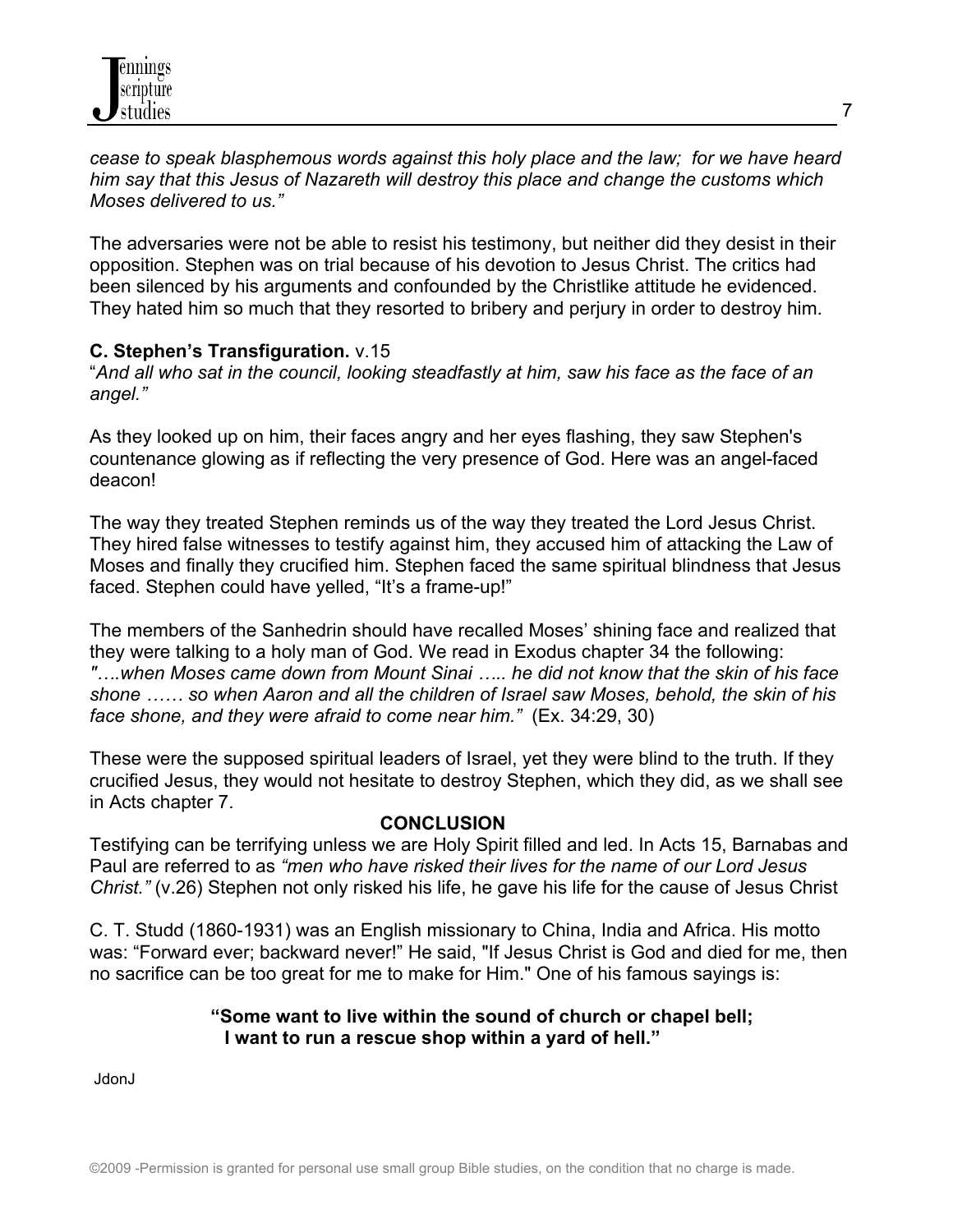*cease to speak blasphemous words against this holy place and the law; for we have heard him say that this Jesus of Nazareth will destroy this place and change the customs which Moses delivered to us."*

The adversaries were not be able to resist his testimony, but neither did they desist in their opposition. Stephen was on trial because of his devotion to Jesus Christ. The critics had been silenced by his arguments and confounded by the Christlike attitude he evidenced. They hated him so much that they resorted to bribery and perjury in order to destroy him.

**C. Stephen's Transfiguration.** v.15

"*And all who sat in the council, looking steadfastly at him, saw his face as the face of an angel."*

As they looked up on him, their faces angry and her eyes flashing, they saw Stephen's countenance glowing as if reflecting the very presence of God. Here was an angel-faced deacon!

The way they treated Stephen reminds us of the way they treated the Lord Jesus Christ. They hired false witnesses to testify against him, they accused him of attacking the Law of Moses and finally they crucified him. Stephen faced the same spiritual blindness that Jesus faced. Stephen could have yelled, "It's a frame-up!"

The members of the Sanhedrin should have recalled Moses' shining face and realized that they were talking to a holy man of God. We read in Exodus chapter 34 the following: *"….when Moses came down from Mount Sinai ….. he did not know that the skin of his face shone …… so when Aaron and all the children of Israel saw Moses, behold, the skin of his face shone, and they were afraid to come near him."* (Ex. 34:29, 30)

These were the supposed spiritual leaders of Israel, yet they were blind to the truth. If they crucified Jesus, they would not hesitate to destroy Stephen, which they did, as we shall see in Acts chapter 7.

## CONCLUSION

Testifying can be terrifying unless we are Holy Spirit filled and led. In Acts 15, Barnabas and Paul are referred to as *"men who have risked their lives for the name of our Lord Jesus Christ."* (v.26) Stephen not only risked his life, he gave his life for the cause of Jesus Christ

C. T. Studd (1860-1931) was an English missionary to China, India and Africa. His motto was: "Forward ever; backward never!" He said, "If Jesus Christ is God and died for me, then no sacrifice can be too great for me to make for Him." One of his famous sayings is:

**"Some want to live within the sound of church or chapel bell;
I want to run a rescue shop within a yard of hell."**

JdonJ

©2009 -Permission is granted for personal use small group Bible studies, on the condition that no charge is made.